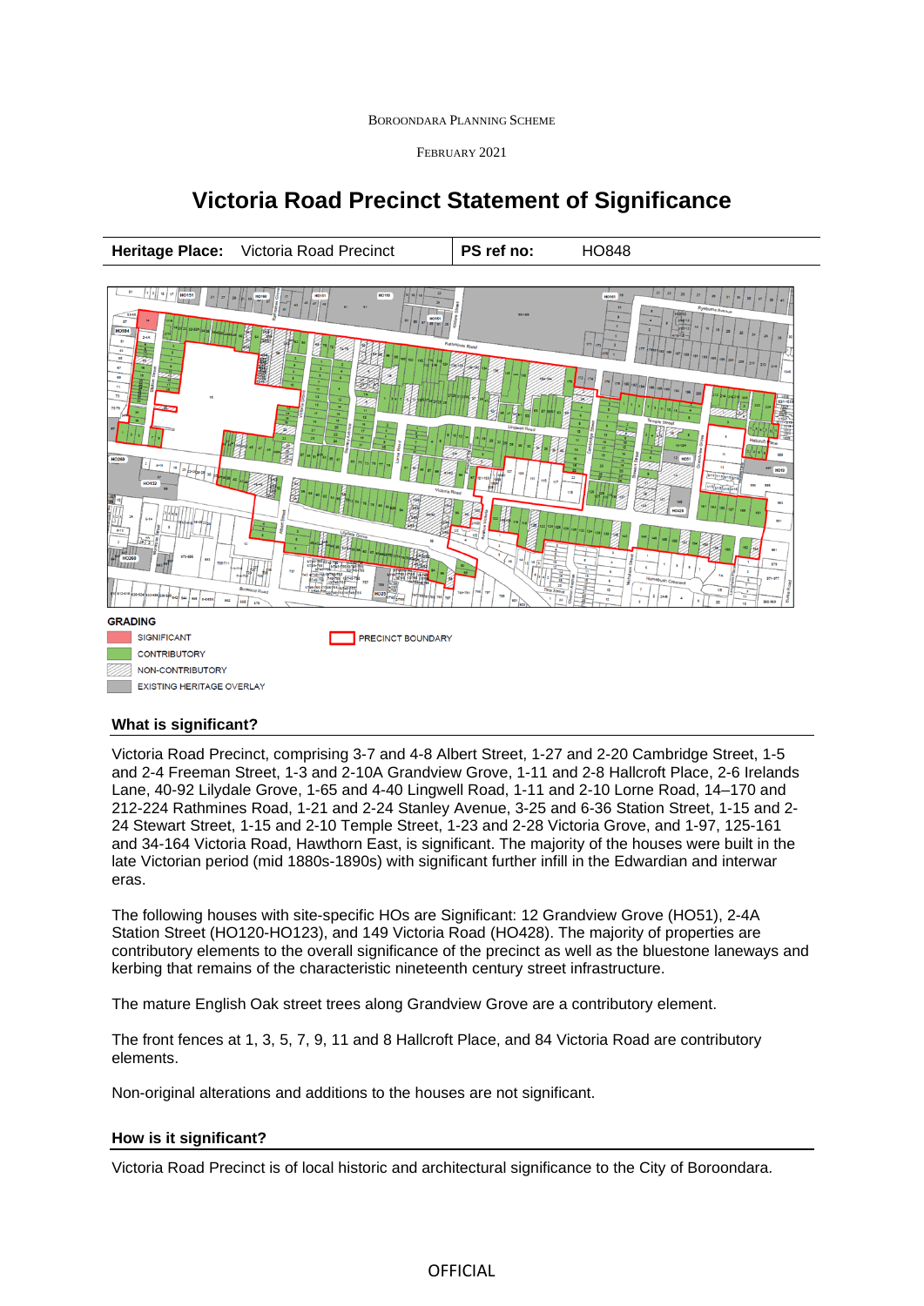BOROONDARA PLANNING SCHEME

FEBRUARY 2021

# Victoria Road Precinct Statement of Significance

| Heritage Place: | Victoria Road Precinct | PS ref no: | HO848 |
|---|---|---|---|

GRADING

SIGNIFICANT

CONTRIBUTORY

NON-CONTRIBUTORY

EXISTING HERITAGE OVERLAY

PRECINCT BOUNDARY

### What is significant?

Victoria Road Precinct, comprising 3-7 and 4-8 Albert Street, 1-27 and 2-20 Cambridge Street, 1-5 and 2-4 Freeman Street, 1-3 and 2-10A Grandview Grove, 1-11 and 2-8 Hallcroft Place, 2-6 Irelands Lane, 40-92 Lilydale Grove, 1-65 and 4-40 Lingwell Road, 1-11 and 2-10 Lorne Road, 14–170 and 212-224 Rathmines Road, 1-21 and 2-24 Stanley Avenue, 3-25 and 6-36 Station Street, 1-15 and 2-24 Stewart Street, 1-15 and 2-10 Temple Street, 1-23 and 2-28 Victoria Grove, and 1-97, 125-161 and 34-164 Victoria Road, Hawthorn East, is significant. The majority of the houses were built in the late Victorian period (mid 1880s-1890s) with significant further infill in the Edwardian and interwar eras.

The following houses with site-specific HOs are Significant: 12 Grandview Grove (HO51), 2-4A Station Street (HO120-HO123), and 149 Victoria Road (HO428). The majority of properties are contributory elements to the overall significance of the precinct as well as the bluestone laneways and kerbing that remains of the characteristic nineteenth century street infrastructure.

The mature English Oak street trees along Grandview Grove are a contributory element.

The front fences at 1, 3, 5, 7, 9, 11 and 8 Hallcroft Place, and 84 Victoria Road are contributory elements.

Non-original alterations and additions to the houses are not significant.

### How is it significant?

Victoria Road Precinct is of local historic and architectural significance to the City of Boroondara.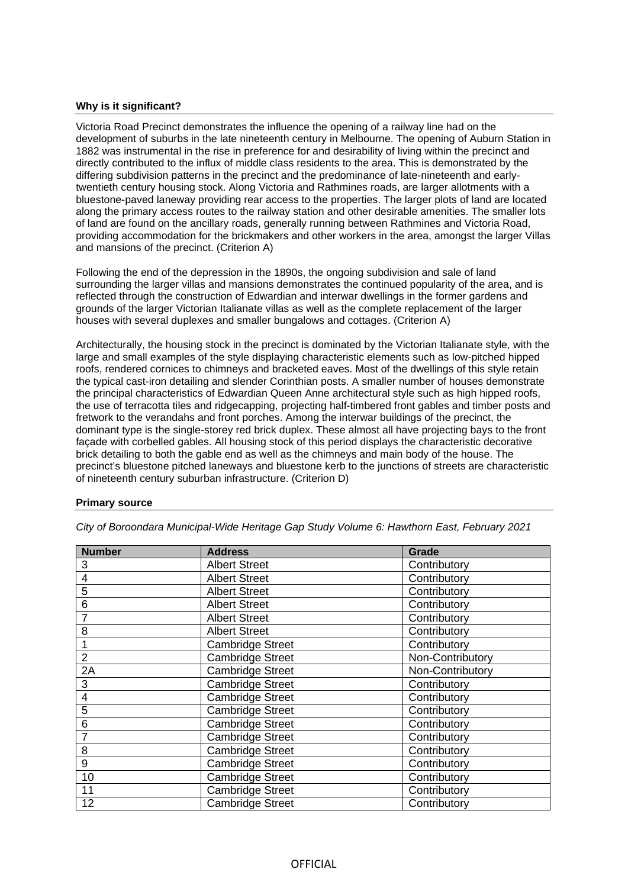### Why is it significant?

Victoria Road Precinct demonstrates the influence the opening of a railway line had on the development of suburbs in the late nineteenth century in Melbourne. The opening of Auburn Station in 1882 was instrumental in the rise in preference for and desirability of living within the precinct and directly contributed to the influx of middle class residents to the area. This is demonstrated by the differing subdivision patterns in the precinct and the predominance of late-nineteenth and early-twentieth century housing stock. Along Victoria and Rathmines roads, are larger allotments with a bluestone-paved laneway providing rear access to the properties. The larger plots of land are located along the primary access routes to the railway station and other desirable amenities. The smaller lots of land are found on the ancillary roads, generally running between Rathmines and Victoria Road, providing accommodation for the brickmakers and other workers in the area, amongst the larger Villas and mansions of the precinct. (Criterion A)

Following the end of the depression in the 1890s, the ongoing subdivision and sale of land surrounding the larger villas and mansions demonstrates the continued popularity of the area, and is reflected through the construction of Edwardian and interwar dwellings in the former gardens and grounds of the larger Victorian Italianate villas as well as the complete replacement of the larger houses with several duplexes and smaller bungalows and cottages. (Criterion A)

Architecturally, the housing stock in the precinct is dominated by the Victorian Italianate style, with the large and small examples of the style displaying characteristic elements such as low-pitched hipped roofs, rendered cornices to chimneys and bracketed eaves. Most of the dwellings of this style retain the typical cast-iron detailing and slender Corinthian posts. A smaller number of houses demonstrate the principal characteristics of Edwardian Queen Anne architectural style such as high hipped roofs, the use of terracotta tiles and ridgecapping, projecting half-timbered front gables and timber posts and fretwork to the verandahs and front porches. Among the interwar buildings of the precinct, the dominant type is the single-storey red brick duplex. These almost all have projecting bays to the front façade with corbelled gables. All housing stock of this period displays the characteristic decorative brick detailing to both the gable end as well as the chimneys and main body of the house. The precinct's bluestone pitched laneways and bluestone kerb to the junctions of streets are characteristic of nineteenth century suburban infrastructure. (Criterion D)

### Primary source

*City of Boroondara Municipal-Wide Heritage Gap Study Volume 6: Hawthorn East, February 2021*

| Number | Address | Grade |
|---|---|---|
| 3 | Albert Street | Contributory |
| 4 | Albert Street | Contributory |
| 5 | Albert Street | Contributory |
| 6 | Albert Street | Contributory |
| 7 | Albert Street | Contributory |
| 8 | Albert Street | Contributory |
| 1 | Cambridge Street | Contributory |
| 2 | Cambridge Street | Non-Contributory |
| 2A | Cambridge Street | Non-Contributory |
| 3 | Cambridge Street | Contributory |
| 4 | Cambridge Street | Contributory |
| 5 | Cambridge Street | Contributory |
| 6 | Cambridge Street | Contributory |
| 7 | Cambridge Street | Contributory |
| 8 | Cambridge Street | Contributory |
| 9 | Cambridge Street | Contributory |
| 10 | Cambridge Street | Contributory |
| 11 | Cambridge Street | Contributory |
| 12 | Cambridge Street | Contributory |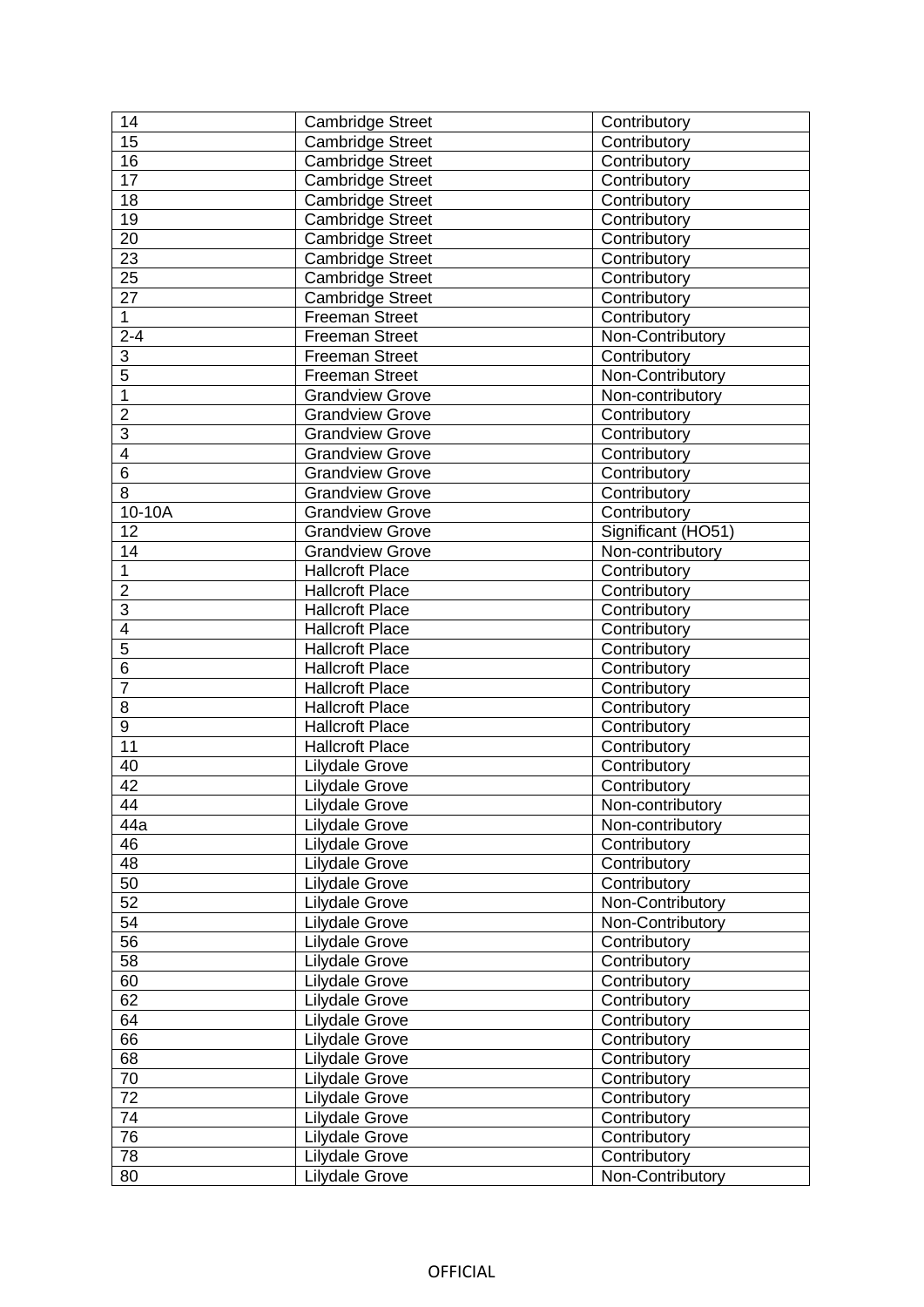| | | |
|---|---|---|
| 14 | Cambridge Street | Contributory |
| 15 | Cambridge Street | Contributory |
| 16 | Cambridge Street | Contributory |
| 17 | Cambridge Street | Contributory |
| 18 | Cambridge Street | Contributory |
| 19 | Cambridge Street | Contributory |
| 20 | Cambridge Street | Contributory |
| 23 | Cambridge Street | Contributory |
| 25 | Cambridge Street | Contributory |
| 27 | Cambridge Street | Contributory |
| 1 | Freeman Street | Contributory |
| 2-4 | Freeman Street | Non-Contributory |
| 3 | Freeman Street | Contributory |
| 5 | Freeman Street | Non-Contributory |
| 1 | Grandview Grove | Non-contributory |
| 2 | Grandview Grove | Contributory |
| 3 | Grandview Grove | Contributory |
| 4 | Grandview Grove | Contributory |
| 6 | Grandview Grove | Contributory |
| 8 | Grandview Grove | Contributory |
| 10-10A | Grandview Grove | Contributory |
| 12 | Grandview Grove | Significant (HO51) |
| 14 | Grandview Grove | Non-contributory |
| 1 | Hallcroft Place | Contributory |
| 2 | Hallcroft Place | Contributory |
| 3 | Hallcroft Place | Contributory |
| 4 | Hallcroft Place | Contributory |
| 5 | Hallcroft Place | Contributory |
| 6 | Hallcroft Place | Contributory |
| 7 | Hallcroft Place | Contributory |
| 8 | Hallcroft Place | Contributory |
| 9 | Hallcroft Place | Contributory |
| 11 | Hallcroft Place | Contributory |
| 40 | Lilydale Grove | Contributory |
| 42 | Lilydale Grove | Contributory |
| 44 | Lilydale Grove | Non-contributory |
| 44a | Lilydale Grove | Non-contributory |
| 46 | Lilydale Grove | Contributory |
| 48 | Lilydale Grove | Contributory |
| 50 | Lilydale Grove | Contributory |
| 52 | Lilydale Grove | Non-Contributory |
| 54 | Lilydale Grove | Non-Contributory |
| 56 | Lilydale Grove | Contributory |
| 58 | Lilydale Grove | Contributory |
| 60 | Lilydale Grove | Contributory |
| 62 | Lilydale Grove | Contributory |
| 64 | Lilydale Grove | Contributory |
| 66 | Lilydale Grove | Contributory |
| 68 | Lilydale Grove | Contributory |
| 70 | Lilydale Grove | Contributory |
| 72 | Lilydale Grove | Contributory |
| 74 | Lilydale Grove | Contributory |
| 76 | Lilydale Grove | Contributory |
| 78 | Lilydale Grove | Contributory |
| 80 | Lilydale Grove | Non-Contributory |

OFFICIAL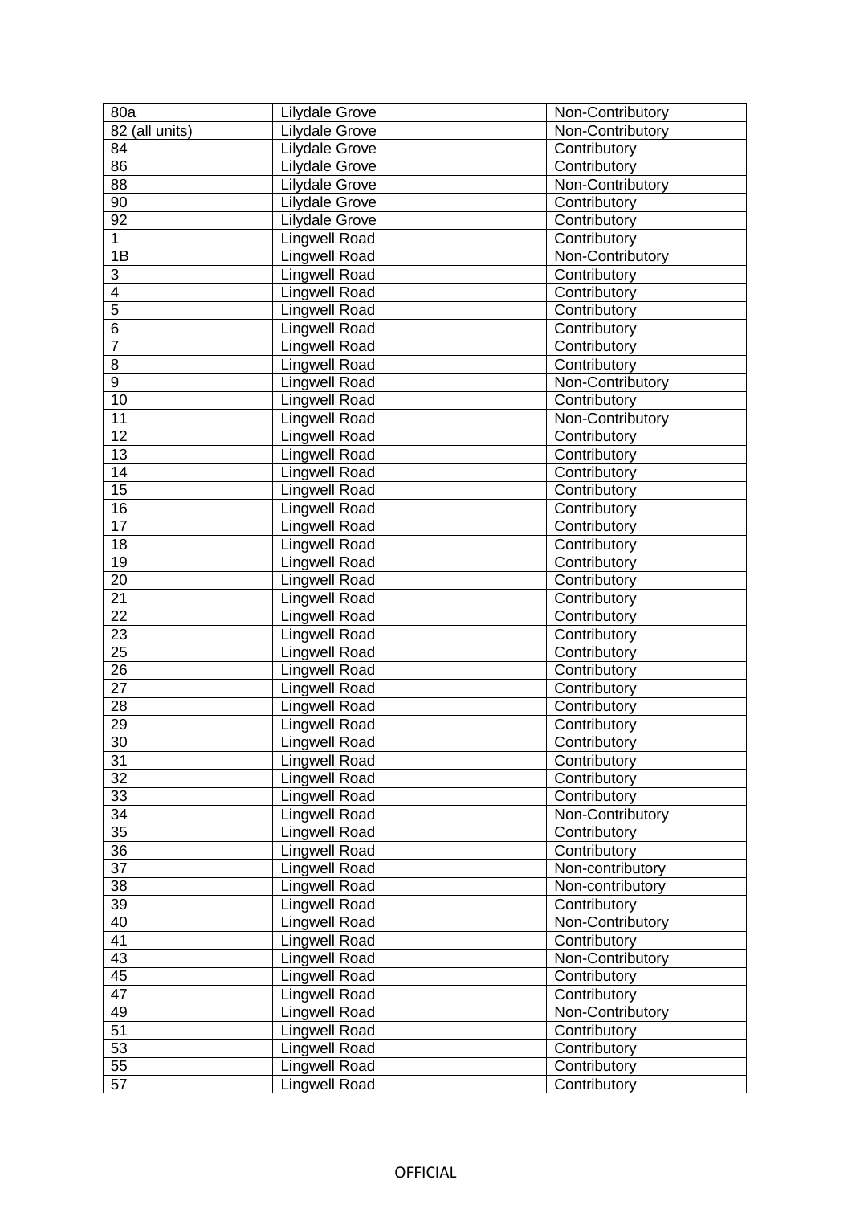| | | |
|---|---|---|
| 80a | Lilydale Grove | Non-Contributory |
| 82 (all units) | Lilydale Grove | Non-Contributory |
| 84 | Lilydale Grove | Contributory |
| 86 | Lilydale Grove | Contributory |
| 88 | Lilydale Grove | Non-Contributory |
| 90 | Lilydale Grove | Contributory |
| 92 | Lilydale Grove | Contributory |
| 1 | Lingwell Road | Contributory |
| 1B | Lingwell Road | Non-Contributory |
| 3 | Lingwell Road | Contributory |
| 4 | Lingwell Road | Contributory |
| 5 | Lingwell Road | Contributory |
| 6 | Lingwell Road | Contributory |
| 7 | Lingwell Road | Contributory |
| 8 | Lingwell Road | Contributory |
| 9 | Lingwell Road | Non-Contributory |
| 10 | Lingwell Road | Contributory |
| 11 | Lingwell Road | Non-Contributory |
| 12 | Lingwell Road | Contributory |
| 13 | Lingwell Road | Contributory |
| 14 | Lingwell Road | Contributory |
| 15 | Lingwell Road | Contributory |
| 16 | Lingwell Road | Contributory |
| 17 | Lingwell Road | Contributory |
| 18 | Lingwell Road | Contributory |
| 19 | Lingwell Road | Contributory |
| 20 | Lingwell Road | Contributory |
| 21 | Lingwell Road | Contributory |
| 22 | Lingwell Road | Contributory |
| 23 | Lingwell Road | Contributory |
| 25 | Lingwell Road | Contributory |
| 26 | Lingwell Road | Contributory |
| 27 | Lingwell Road | Contributory |
| 28 | Lingwell Road | Contributory |
| 29 | Lingwell Road | Contributory |
| 30 | Lingwell Road | Contributory |
| 31 | Lingwell Road | Contributory |
| 32 | Lingwell Road | Contributory |
| 33 | Lingwell Road | Contributory |
| 34 | Lingwell Road | Non-Contributory |
| 35 | Lingwell Road | Contributory |
| 36 | Lingwell Road | Contributory |
| 37 | Lingwell Road | Non-contributory |
| 38 | Lingwell Road | Non-contributory |
| 39 | Lingwell Road | Contributory |
| 40 | Lingwell Road | Non-Contributory |
| 41 | Lingwell Road | Contributory |
| 43 | Lingwell Road | Non-Contributory |
| 45 | Lingwell Road | Contributory |
| 47 | Lingwell Road | Contributory |
| 49 | Lingwell Road | Non-Contributory |
| 51 | Lingwell Road | Contributory |
| 53 | Lingwell Road | Contributory |
| 55 | Lingwell Road | Contributory |
| 57 | Lingwell Road | Contributory |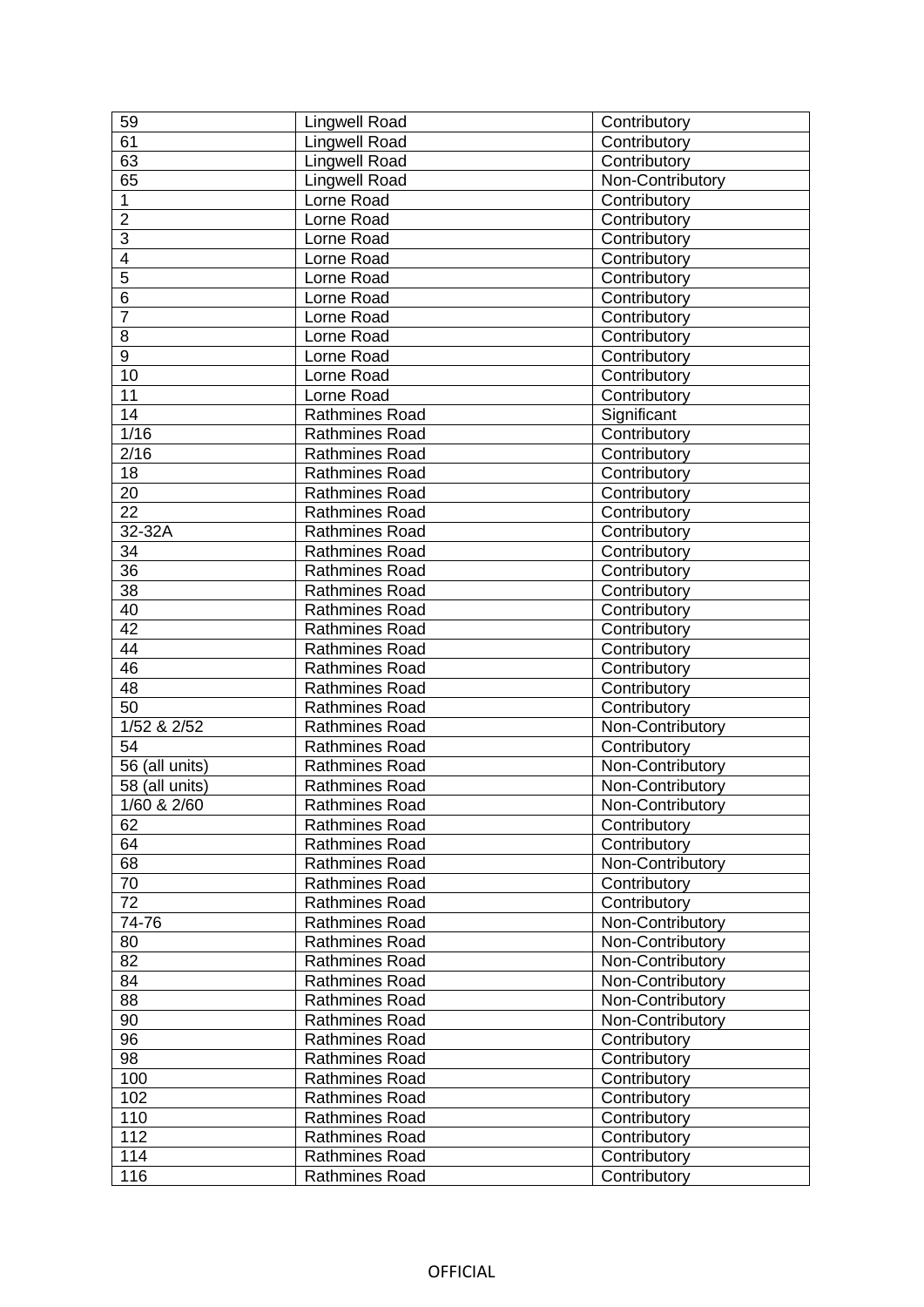| | | |
|---|---|---|
| 59 | Lingwell Road | Contributory |
| 61 | Lingwell Road | Contributory |
| 63 | Lingwell Road | Contributory |
| 65 | Lingwell Road | Non-Contributory |
| 1 | Lorne Road | Contributory |
| 2 | Lorne Road | Contributory |
| 3 | Lorne Road | Contributory |
| 4 | Lorne Road | Contributory |
| 5 | Lorne Road | Contributory |
| 6 | Lorne Road | Contributory |
| 7 | Lorne Road | Contributory |
| 8 | Lorne Road | Contributory |
| 9 | Lorne Road | Contributory |
| 10 | Lorne Road | Contributory |
| 11 | Lorne Road | Contributory |
| 14 | Rathmines Road | Significant |
| 1/16 | Rathmines Road | Contributory |
| 2/16 | Rathmines Road | Contributory |
| 18 | Rathmines Road | Contributory |
| 20 | Rathmines Road | Contributory |
| 22 | Rathmines Road | Contributory |
| 32-32A | Rathmines Road | Contributory |
| 34 | Rathmines Road | Contributory |
| 36 | Rathmines Road | Contributory |
| 38 | Rathmines Road | Contributory |
| 40 | Rathmines Road | Contributory |
| 42 | Rathmines Road | Contributory |
| 44 | Rathmines Road | Contributory |
| 46 | Rathmines Road | Contributory |
| 48 | Rathmines Road | Contributory |
| 50 | Rathmines Road | Contributory |
| 1/52 & 2/52 | Rathmines Road | Non-Contributory |
| 54 | Rathmines Road | Contributory |
| 56 (all units) | Rathmines Road | Non-Contributory |
| 58 (all units) | Rathmines Road | Non-Contributory |
| 1/60 & 2/60 | Rathmines Road | Non-Contributory |
| 62 | Rathmines Road | Contributory |
| 64 | Rathmines Road | Contributory |
| 68 | Rathmines Road | Non-Contributory |
| 70 | Rathmines Road | Contributory |
| 72 | Rathmines Road | Contributory |
| 74-76 | Rathmines Road | Non-Contributory |
| 80 | Rathmines Road | Non-Contributory |
| 82 | Rathmines Road | Non-Contributory |
| 84 | Rathmines Road | Non-Contributory |
| 88 | Rathmines Road | Non-Contributory |
| 90 | Rathmines Road | Non-Contributory |
| 96 | Rathmines Road | Contributory |
| 98 | Rathmines Road | Contributory |
| 100 | Rathmines Road | Contributory |
| 102 | Rathmines Road | Contributory |
| 110 | Rathmines Road | Contributory |
| 112 | Rathmines Road | Contributory |
| 114 | Rathmines Road | Contributory |
| 116 | Rathmines Road | Contributory |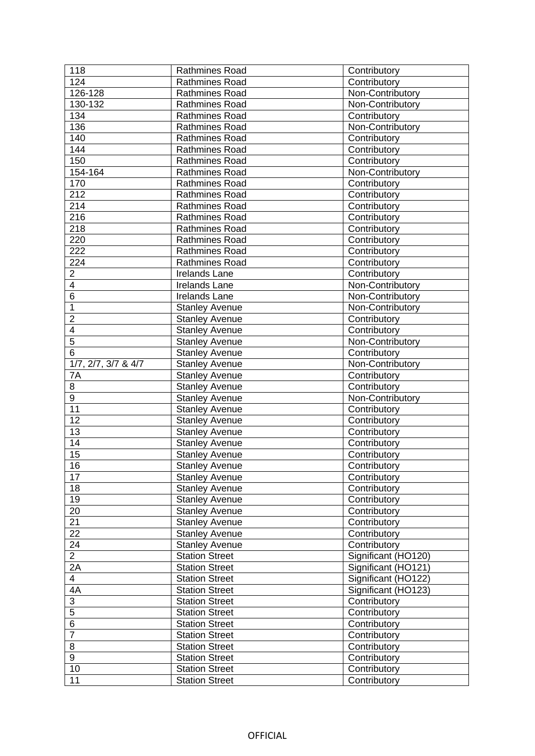| 118 | Rathmines Road | Contributory |
|---|---|---|
| 124 | Rathmines Road | Contributory |
| 126-128 | Rathmines Road | Non-Contributory |
| 130-132 | Rathmines Road | Non-Contributory |
| 134 | Rathmines Road | Contributory |
| 136 | Rathmines Road | Non-Contributory |
| 140 | Rathmines Road | Contributory |
| 144 | Rathmines Road | Contributory |
| 150 | Rathmines Road | Contributory |
| 154-164 | Rathmines Road | Non-Contributory |
| 170 | Rathmines Road | Contributory |
| 212 | Rathmines Road | Contributory |
| 214 | Rathmines Road | Contributory |
| 216 | Rathmines Road | Contributory |
| 218 | Rathmines Road | Contributory |
| 220 | Rathmines Road | Contributory |
| 222 | Rathmines Road | Contributory |
| 224 | Rathmines Road | Contributory |
| 2 | Irelands Lane | Contributory |
| 4 | Irelands Lane | Non-Contributory |
| 6 | Irelands Lane | Non-Contributory |
| 1 | Stanley Avenue | Non-Contributory |
| 2 | Stanley Avenue | Contributory |
| 4 | Stanley Avenue | Contributory |
| 5 | Stanley Avenue | Non-Contributory |
| 6 | Stanley Avenue | Contributory |
| 1/7, 2/7, 3/7 & 4/7 | Stanley Avenue | Non-Contributory |
| 7A | Stanley Avenue | Contributory |
| 8 | Stanley Avenue | Contributory |
| 9 | Stanley Avenue | Non-Contributory |
| 11 | Stanley Avenue | Contributory |
| 12 | Stanley Avenue | Contributory |
| 13 | Stanley Avenue | Contributory |
| 14 | Stanley Avenue | Contributory |
| 15 | Stanley Avenue | Contributory |
| 16 | Stanley Avenue | Contributory |
| 17 | Stanley Avenue | Contributory |
| 18 | Stanley Avenue | Contributory |
| 19 | Stanley Avenue | Contributory |
| 20 | Stanley Avenue | Contributory |
| 21 | Stanley Avenue | Contributory |
| 22 | Stanley Avenue | Contributory |
| 24 | Stanley Avenue | Contributory |
| 2 | Station Street | Significant (HO120) |
| 2A | Station Street | Significant (HO121) |
| 4 | Station Street | Significant (HO122) |
| 4A | Station Street | Significant (HO123) |
| 3 | Station Street | Contributory |
| 5 | Station Street | Contributory |
| 6 | Station Street | Contributory |
| 7 | Station Street | Contributory |
| 8 | Station Street | Contributory |
| 9 | Station Street | Contributory |
| 10 | Station Street | Contributory |
| 11 | Station Street | Contributory |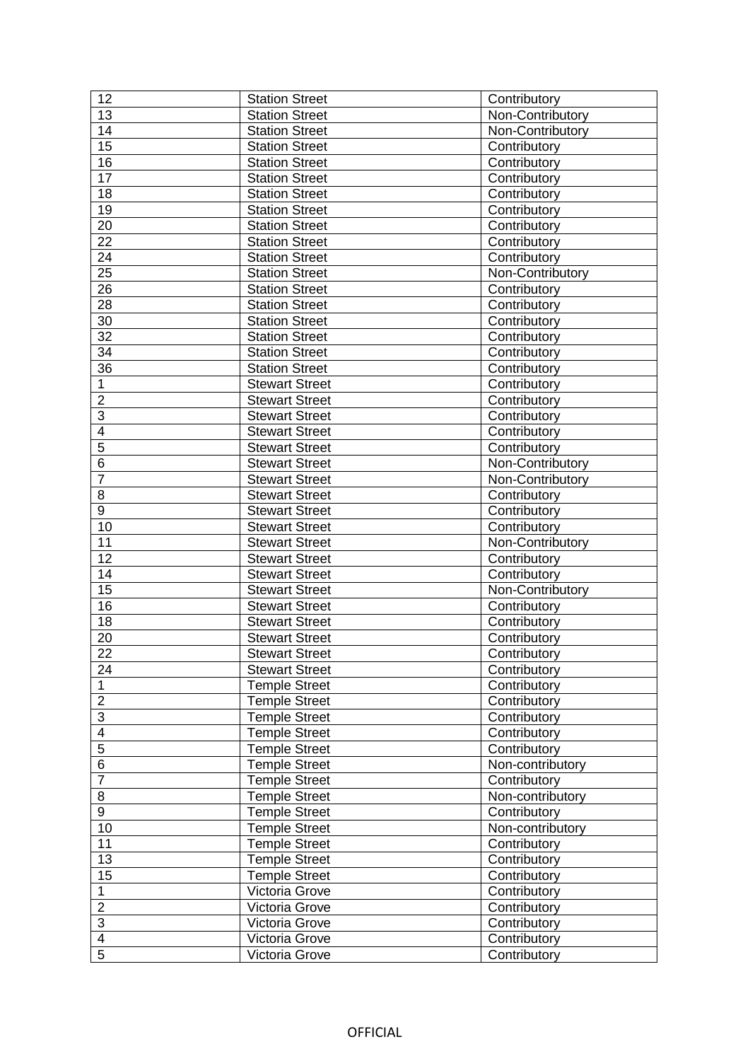| | | |
|---|---|---|
| 12 | Station Street | Contributory |
| 13 | Station Street | Non-Contributory |
| 14 | Station Street | Non-Contributory |
| 15 | Station Street | Contributory |
| 16 | Station Street | Contributory |
| 17 | Station Street | Contributory |
| 18 | Station Street | Contributory |
| 19 | Station Street | Contributory |
| 20 | Station Street | Contributory |
| 22 | Station Street | Contributory |
| 24 | Station Street | Contributory |
| 25 | Station Street | Non-Contributory |
| 26 | Station Street | Contributory |
| 28 | Station Street | Contributory |
| 30 | Station Street | Contributory |
| 32 | Station Street | Contributory |
| 34 | Station Street | Contributory |
| 36 | Station Street | Contributory |
| 1 | Stewart Street | Contributory |
| 2 | Stewart Street | Contributory |
| 3 | Stewart Street | Contributory |
| 4 | Stewart Street | Contributory |
| 5 | Stewart Street | Contributory |
| 6 | Stewart Street | Non-Contributory |
| 7 | Stewart Street | Non-Contributory |
| 8 | Stewart Street | Contributory |
| 9 | Stewart Street | Contributory |
| 10 | Stewart Street | Contributory |
| 11 | Stewart Street | Non-Contributory |
| 12 | Stewart Street | Contributory |
| 14 | Stewart Street | Contributory |
| 15 | Stewart Street | Non-Contributory |
| 16 | Stewart Street | Contributory |
| 18 | Stewart Street | Contributory |
| 20 | Stewart Street | Contributory |
| 22 | Stewart Street | Contributory |
| 24 | Stewart Street | Contributory |
| 1 | Temple Street | Contributory |
| 2 | Temple Street | Contributory |
| 3 | Temple Street | Contributory |
| 4 | Temple Street | Contributory |
| 5 | Temple Street | Contributory |
| 6 | Temple Street | Non-contributory |
| 7 | Temple Street | Contributory |
| 8 | Temple Street | Non-contributory |
| 9 | Temple Street | Contributory |
| 10 | Temple Street | Non-contributory |
| 11 | Temple Street | Contributory |
| 13 | Temple Street | Contributory |
| 15 | Temple Street | Contributory |
| 1 | Victoria Grove | Contributory |
| 2 | Victoria Grove | Contributory |
| 3 | Victoria Grove | Contributory |
| 4 | Victoria Grove | Contributory |
| 5 | Victoria Grove | Contributory |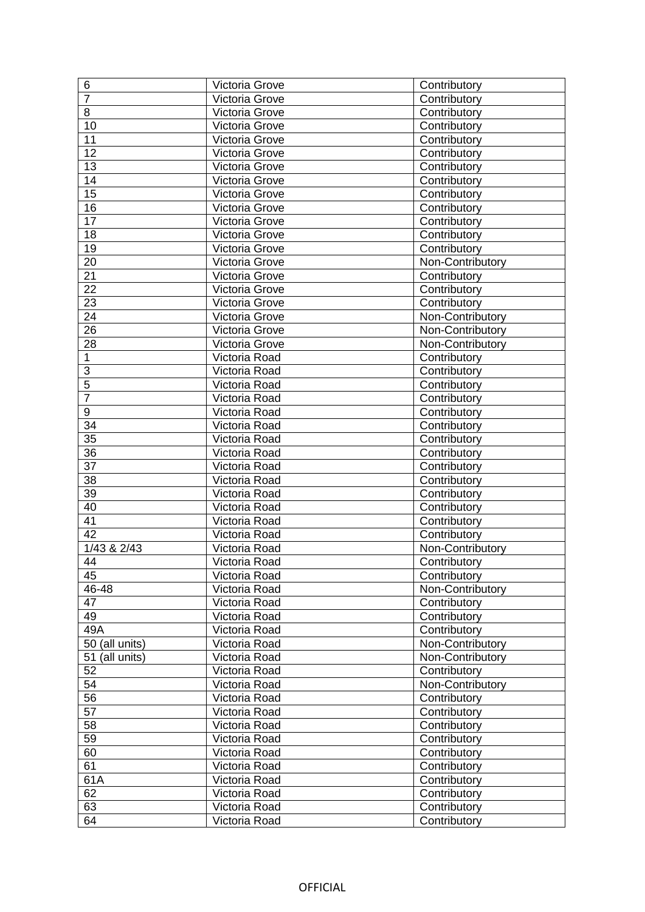| | | |
|---|---|---|
| 6 | Victoria Grove | Contributory |
| 7 | Victoria Grove | Contributory |
| 8 | Victoria Grove | Contributory |
| 10 | Victoria Grove | Contributory |
| 11 | Victoria Grove | Contributory |
| 12 | Victoria Grove | Contributory |
| 13 | Victoria Grove | Contributory |
| 14 | Victoria Grove | Contributory |
| 15 | Victoria Grove | Contributory |
| 16 | Victoria Grove | Contributory |
| 17 | Victoria Grove | Contributory |
| 18 | Victoria Grove | Contributory |
| 19 | Victoria Grove | Contributory |
| 20 | Victoria Grove | Non-Contributory |
| 21 | Victoria Grove | Contributory |
| 22 | Victoria Grove | Contributory |
| 23 | Victoria Grove | Contributory |
| 24 | Victoria Grove | Non-Contributory |
| 26 | Victoria Grove | Non-Contributory |
| 28 | Victoria Grove | Non-Contributory |
| 1 | Victoria Road | Contributory |
| 3 | Victoria Road | Contributory |
| 5 | Victoria Road | Contributory |
| 7 | Victoria Road | Contributory |
| 9 | Victoria Road | Contributory |
| 34 | Victoria Road | Contributory |
| 35 | Victoria Road | Contributory |
| 36 | Victoria Road | Contributory |
| 37 | Victoria Road | Contributory |
| 38 | Victoria Road | Contributory |
| 39 | Victoria Road | Contributory |
| 40 | Victoria Road | Contributory |
| 41 | Victoria Road | Contributory |
| 42 | Victoria Road | Contributory |
| 1/43 & 2/43 | Victoria Road | Non-Contributory |
| 44 | Victoria Road | Contributory |
| 45 | Victoria Road | Contributory |
| 46-48 | Victoria Road | Non-Contributory |
| 47 | Victoria Road | Contributory |
| 49 | Victoria Road | Contributory |
| 49A | Victoria Road | Contributory |
| 50 (all units) | Victoria Road | Non-Contributory |
| 51 (all units) | Victoria Road | Non-Contributory |
| 52 | Victoria Road | Contributory |
| 54 | Victoria Road | Non-Contributory |
| 56 | Victoria Road | Contributory |
| 57 | Victoria Road | Contributory |
| 58 | Victoria Road | Contributory |
| 59 | Victoria Road | Contributory |
| 60 | Victoria Road | Contributory |
| 61 | Victoria Road | Contributory |
| 61A | Victoria Road | Contributory |
| 62 | Victoria Road | Contributory |
| 63 | Victoria Road | Contributory |
| 64 | Victoria Road | Contributory |

OFFICIAL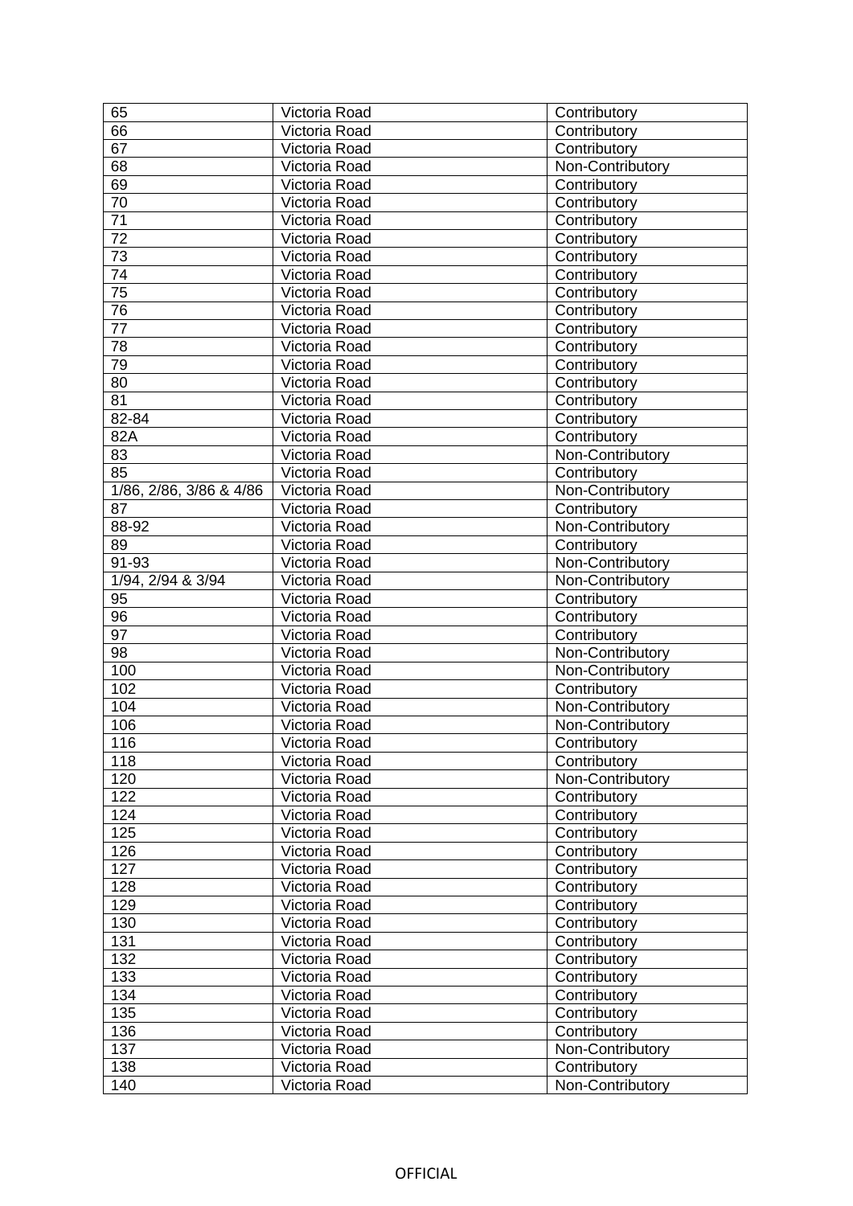| | | |
|---|---|---|
| 65 | Victoria Road | Contributory |
| 66 | Victoria Road | Contributory |
| 67 | Victoria Road | Contributory |
| 68 | Victoria Road | Non-Contributory |
| 69 | Victoria Road | Contributory |
| 70 | Victoria Road | Contributory |
| 71 | Victoria Road | Contributory |
| 72 | Victoria Road | Contributory |
| 73 | Victoria Road | Contributory |
| 74 | Victoria Road | Contributory |
| 75 | Victoria Road | Contributory |
| 76 | Victoria Road | Contributory |
| 77 | Victoria Road | Contributory |
| 78 | Victoria Road | Contributory |
| 79 | Victoria Road | Contributory |
| 80 | Victoria Road | Contributory |
| 81 | Victoria Road | Contributory |
| 82-84 | Victoria Road | Contributory |
| 82A | Victoria Road | Contributory |
| 83 | Victoria Road | Non-Contributory |
| 85 | Victoria Road | Contributory |
| 1/86, 2/86, 3/86 & 4/86 | Victoria Road | Non-Contributory |
| 87 | Victoria Road | Contributory |
| 88-92 | Victoria Road | Non-Contributory |
| 89 | Victoria Road | Contributory |
| 91-93 | Victoria Road | Non-Contributory |
| 1/94, 2/94 & 3/94 | Victoria Road | Non-Contributory |
| 95 | Victoria Road | Contributory |
| 96 | Victoria Road | Contributory |
| 97 | Victoria Road | Contributory |
| 98 | Victoria Road | Non-Contributory |
| 100 | Victoria Road | Non-Contributory |
| 102 | Victoria Road | Contributory |
| 104 | Victoria Road | Non-Contributory |
| 106 | Victoria Road | Non-Contributory |
| 116 | Victoria Road | Contributory |
| 118 | Victoria Road | Contributory |
| 120 | Victoria Road | Non-Contributory |
| 122 | Victoria Road | Contributory |
| 124 | Victoria Road | Contributory |
| 125 | Victoria Road | Contributory |
| 126 | Victoria Road | Contributory |
| 127 | Victoria Road | Contributory |
| 128 | Victoria Road | Contributory |
| 129 | Victoria Road | Contributory |
| 130 | Victoria Road | Contributory |
| 131 | Victoria Road | Contributory |
| 132 | Victoria Road | Contributory |
| 133 | Victoria Road | Contributory |
| 134 | Victoria Road | Contributory |
| 135 | Victoria Road | Contributory |
| 136 | Victoria Road | Contributory |
| 137 | Victoria Road | Non-Contributory |
| 138 | Victoria Road | Contributory |
| 140 | Victoria Road | Non-Contributory |

OFFICIAL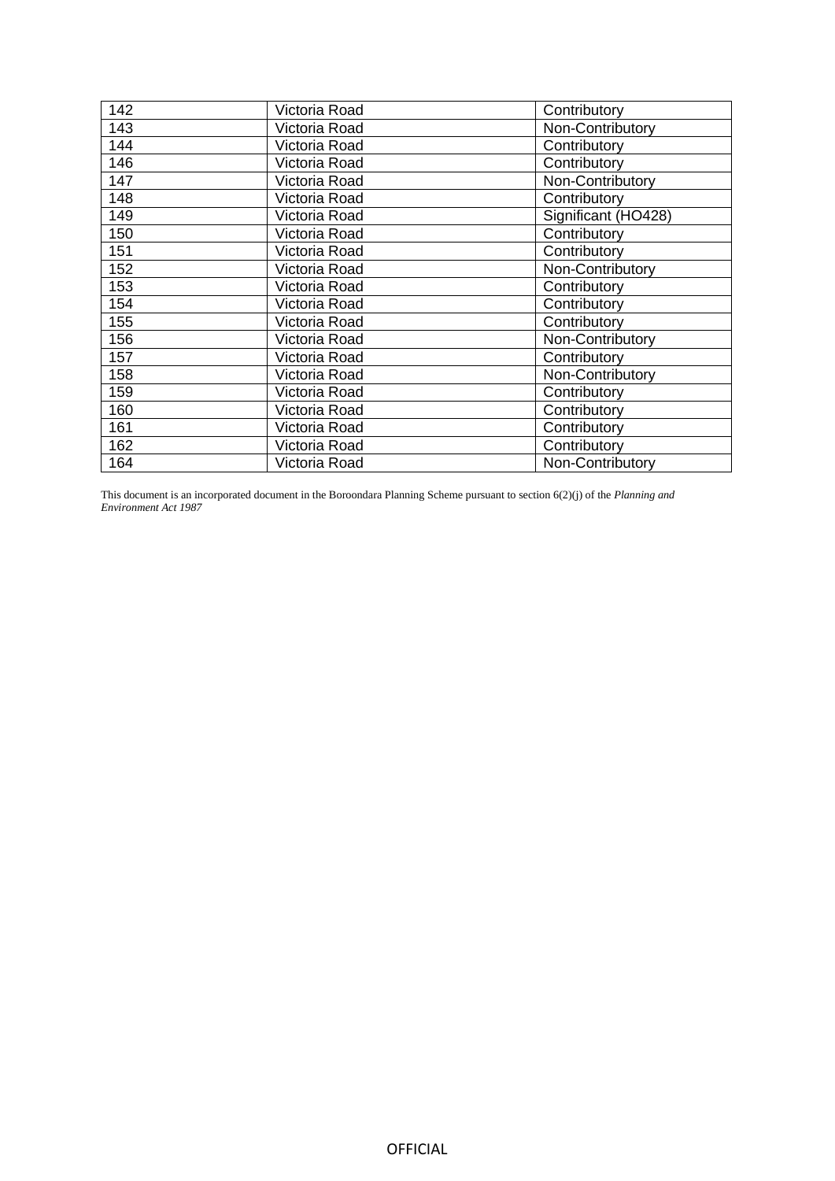| | | |
|---|---|---|
| 142 | Victoria Road | Contributory |
| 143 | Victoria Road | Non-Contributory |
| 144 | Victoria Road | Contributory |
| 146 | Victoria Road | Contributory |
| 147 | Victoria Road | Non-Contributory |
| 148 | Victoria Road | Contributory |
| 149 | Victoria Road | Significant (HO428) |
| 150 | Victoria Road | Contributory |
| 151 | Victoria Road | Contributory |
| 152 | Victoria Road | Non-Contributory |
| 153 | Victoria Road | Contributory |
| 154 | Victoria Road | Contributory |
| 155 | Victoria Road | Contributory |
| 156 | Victoria Road | Non-Contributory |
| 157 | Victoria Road | Contributory |
| 158 | Victoria Road | Non-Contributory |
| 159 | Victoria Road | Contributory |
| 160 | Victoria Road | Contributory |
| 161 | Victoria Road | Contributory |
| 162 | Victoria Road | Contributory |
| 164 | Victoria Road | Non-Contributory |

This document is an incorporated document in the Boroondara Planning Scheme pursuant to section 6(2)(j) of the *Planning and Environment Act 1987*

OFFICIAL